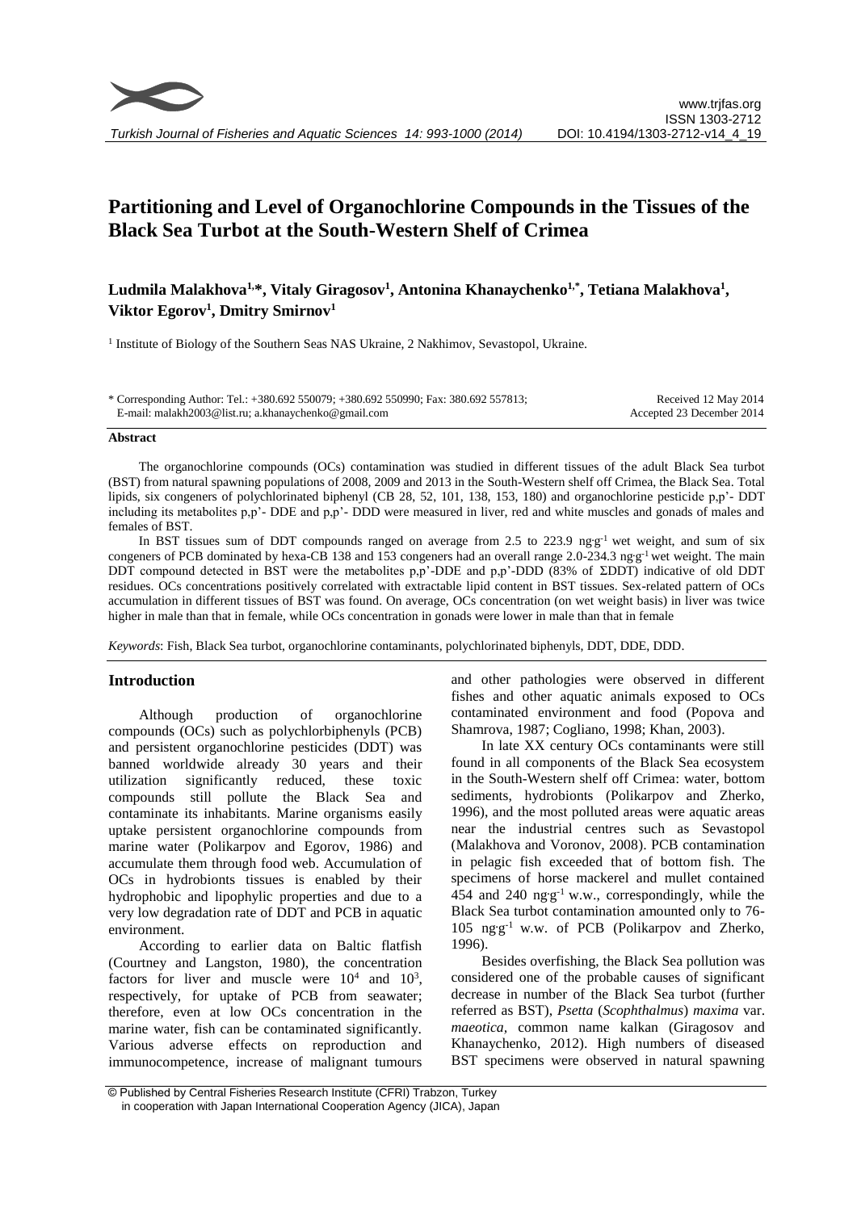# Partitioning and Level of Organochlorine Compounds in the Tissues of the Black Sea Turbot at the South-Western Shelf of Crimea

**Ludmila Malakhova[1,*], Vitaly Giragosov[1], Antonina Khanaychenko[1,*], Tetiana Malakhova[1], Viktor Egorov[1], Dmitry Smirnov[1]**

[1] Institute of Biology of the Southern Seas NAS Ukraine, 2 Nakhimov, Sevastopol, Ukraine.

\* Corresponding Author: Tel.: +380.692 550079; +380.692 550990; Fax: 380.692 557813;
E-mail: malakh2003@list.ru; a.khanaychenko@gmail.com

Received 12 May 2014
Accepted 23 December 2014

## Abstract

The organochlorine compounds (OCs) contamination was studied in different tissues of the adult Black Sea turbot (BST) from natural spawning populations of 2008, 2009 and 2013 in the South-Western shelf off Crimea, the Black Sea. Total lipids, six congeners of polychlorinated biphenyl (CB 28, 52, 101, 138, 153, 180) and organochlorine pesticide p,p'- DDT including its metabolites p,p'- DDE and p,p'- DDD were measured in liver, red and white muscles and gonads of males and females of BST.

In BST tissues sum of DDT compounds ranged on average from 2.5 to 223.9 ng·g$^{-1}$ wet weight, and sum of six congeners of PCB dominated by hexa-CB 138 and 153 congeners had an overall range 2.0-234.3 ng·g$^{-1}$ wet weight. The main DDT compound detected in BST were the metabolites p,p'-DDE and p,p'-DDD (83% of ΣDDT) indicative of old DDT residues. OCs concentrations positively correlated with extractable lipid content in BST tissues. Sex-related pattern of OCs accumulation in different tissues of BST was found. On average, OCs concentration (on wet weight basis) in liver was twice higher in male than that in female, while OCs concentration in gonads were lower in male than that in female

*Keywords*: Fish, Black Sea turbot, organochlorine contaminants, polychlorinated biphenyls, DDT, DDE, DDD.

## Introduction

Although production of organochlorine compounds (OCs) such as polychlorbiphenyls (PCB) and persistent organochlorine pesticides (DDT) was banned worldwide already 30 years and their utilization significantly reduced, these toxic compounds still pollute the Black Sea and contaminate its inhabitants. Marine organisms easily uptake persistent organochlorine compounds from marine water (Polikarpov and Egorov, 1986) and accumulate them through food web. Accumulation of OCs in hydrobionts tissues is enabled by their hydrophobic and lipophylic properties and due to a very low degradation rate of DDT and PCB in aquatic environment.

According to earlier data on Baltic flatfish (Courtney and Langston, 1980), the concentration factors for liver and muscle were $10^4$ and $10^3$, respectively, for uptake of PCB from seawater; therefore, even at low OCs concentration in the marine water, fish can be contaminated significantly. Various adverse effects on reproduction and immunocompetence, increase of malignant tumours and other pathologies were observed in different fishes and other aquatic animals exposed to OCs contaminated environment and food (Popova and Shamrova, 1987; Cogliano, 1998; Khan, 2003).

In late XX century OCs contaminants were still found in all components of the Black Sea ecosystem in the South-Western shelf off Crimea: water, bottom sediments, hydrobionts (Polikarpov and Zherko, 1996), and the most polluted areas were aquatic areas near the industrial centres such as Sevastopol (Malakhova and Voronov, 2008). PCB contamination in pelagic fish exceeded that of bottom fish. The specimens of horse mackerel and mullet contained 454 and 240 ng·g$^{-1}$ w.w., correspondingly, while the Black Sea turbot contamination amounted only to 76-105 ng·g$^{-1}$ w.w. of PCB (Polikarpov and Zherko, 1996).

Besides overfishing, the Black Sea pollution was considered one of the probable causes of significant decrease in number of the Black Sea turbot (further referred as BST), *Psetta* (*Scophthalmus*) *maxima* var. *maeotica*, common name kalkan (Giragosov and Khanaychenko, 2012). High numbers of diseased BST specimens were observed in natural spawning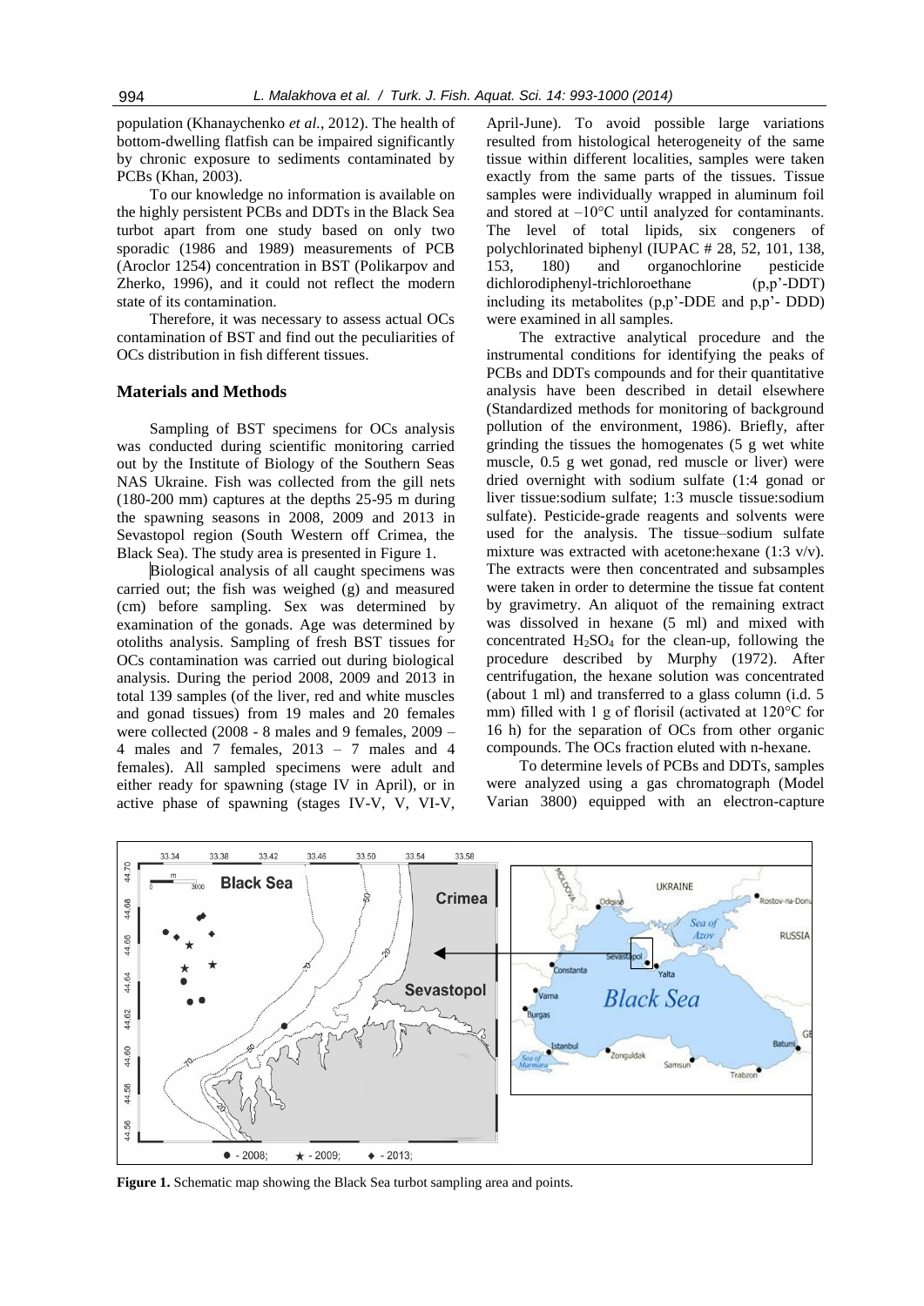population (Khanaychenko *et al.*, 2012). The health of bottom-dwelling flatfish can be impaired significantly by chronic exposure to sediments contaminated by PCBs (Khan, 2003).

To our knowledge no information is available on the highly persistent PCBs and DDTs in the Black Sea turbot apart from one study based on only two sporadic (1986 and 1989) measurements of PCB (Aroclor 1254) concentration in BST (Polikarpov and Zherko, 1996), and it could not reflect the modern state of its contamination.

Therefore, it was necessary to assess actual OCs contamination of BST and find out the peculiarities of OCs distribution in fish different tissues.

## Materials and Methods

Sampling of BST specimens for OCs analysis was conducted during scientific monitoring carried out by the Institute of Biology of the Southern Seas NAS Ukraine. Fish was collected from the gill nets (180-200 mm) captures at the depths 25-95 m during the spawning seasons in 2008, 2009 and 2013 in Sevastopol region (South Western off Crimea, the Black Sea). The study area is presented in Figure 1.

Biological analysis of all caught specimens was carried out; the fish was weighed (g) and measured (cm) before sampling. Sex was determined by examination of the gonads. Age was determined by otoliths analysis. Sampling of fresh BST tissues for OCs contamination was carried out during biological analysis. During the period 2008, 2009 and 2013 in total 139 samples (of the liver, red and white muscles and gonad tissues) from 19 males and 20 females were collected (2008 - 8 males and 9 females, 2009 – 4 males and 7 females, 2013 – 7 males and 4 females). All sampled specimens were adult and either ready for spawning (stage IV in April), or in active phase of spawning (stages IV-V, V, VI-V, April-June). To avoid possible large variations resulted from histological heterogeneity of the same tissue within different localities, samples were taken exactly from the same parts of the tissues. Tissue samples were individually wrapped in aluminum foil and stored at –10°C until analyzed for contaminants. The level of total lipids, six congeners of polychlorinated biphenyl (IUPAC # 28, 52, 101, 138, 153, 180) and organochlorine pesticide dichlorodiphenyl-trichloroethane (p,p'-DDT) including its metabolites (p,p'-DDE and p,p'- DDD) were examined in all samples.

The extractive analytical procedure and the instrumental conditions for identifying the peaks of PCBs and DDTs compounds and for their quantitative analysis have been described in detail elsewhere (Standardized methods for monitoring of background pollution of the environment, 1986). Briefly, after grinding the tissues the homogenates (5 g wet white muscle, 0.5 g wet gonad, red muscle or liver) were dried overnight with sodium sulfate (1:4 gonad or liver tissue:sodium sulfate; 1:3 muscle tissue:sodium sulfate). Pesticide-grade reagents and solvents were used for the analysis. The tissue–sodium sulfate mixture was extracted with acetone:hexane (1:3 v/v). The extracts were then concentrated and subsamples were taken in order to determine the tissue fat content by gravimetry. An aliquot of the remaining extract was dissolved in hexane (5 ml) and mixed with concentrated $H_2SO_4$ for the clean-up, following the procedure described by Murphy (1972). After centrifugation, the hexane solution was concentrated (about 1 ml) and transferred to a glass column (i.d. 5 mm) filled with 1 g of florisil (activated at 120°C for 16 h) for the separation of OCs from other organic compounds. The OCs fraction eluted with n-hexane.

To determine levels of PCBs and DDTs, samples were analyzed using a gas chromatograph (Model Varian 3800) equipped with an electron-capture

**Figure 1.** Schematic map showing the Black Sea turbot sampling area and points.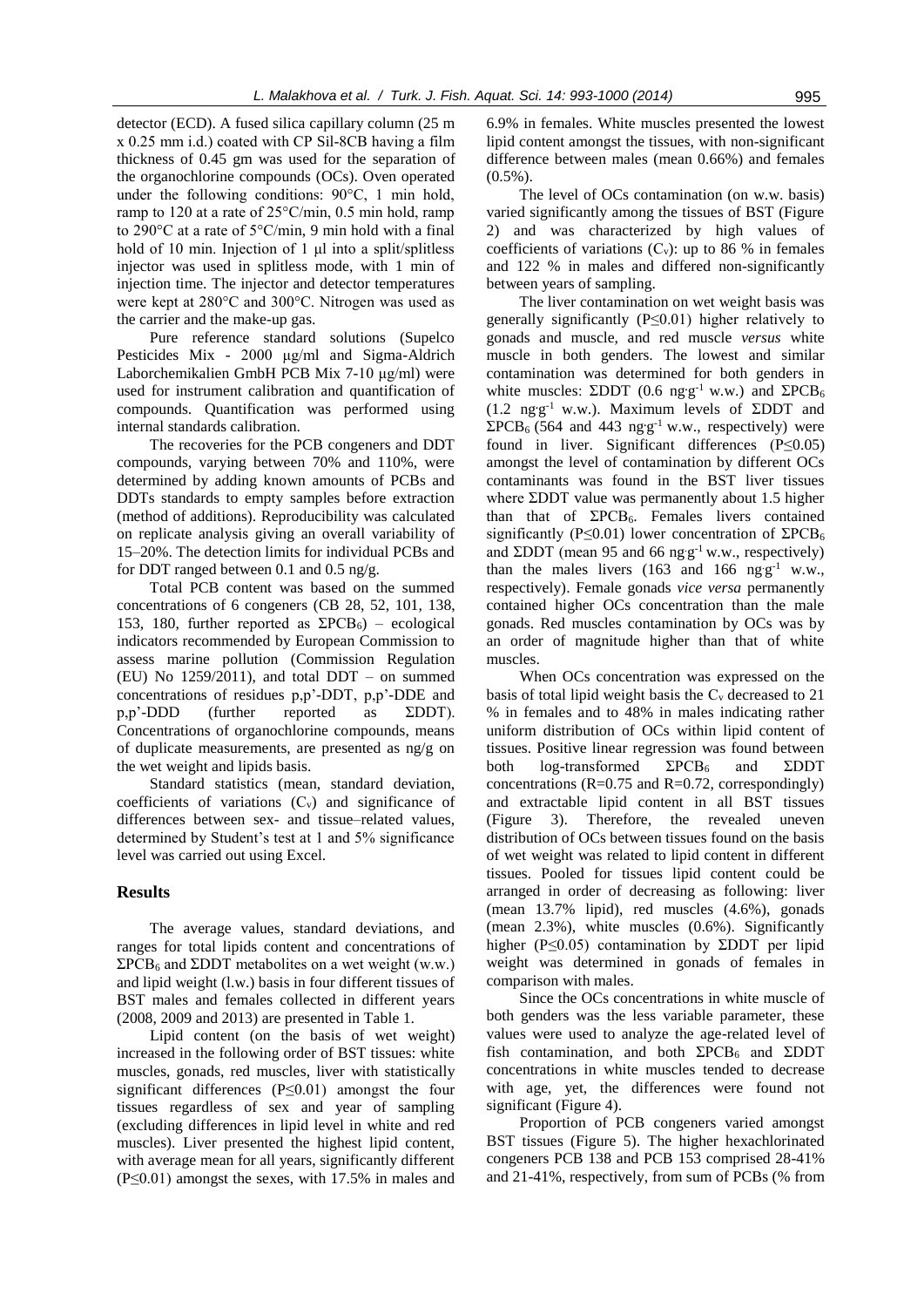detector (ECD). A fused silica capillary column (25 m x 0.25 mm i.d.) coated with CP Sil-8CB having a film thickness of 0.45 gm was used for the separation of the organochlorine compounds (OCs). Oven operated under the following conditions: 90°C, 1 min hold, ramp to 120 at a rate of 25°C/min, 0.5 min hold, ramp to 290°C at a rate of 5°C/min, 9 min hold with a final hold of 10 min. Injection of 1 μl into a split/splitless injector was used in splitless mode, with 1 min of injection time. The injector and detector temperatures were kept at 280°C and 300°C. Nitrogen was used as the carrier and the make-up gas.

Pure reference standard solutions (Supelco Pesticides Mix - 2000 μg/ml and Sigma-Aldrich Laborchemikalien GmbH PCB Mix 7-10 μg/ml) were used for instrument calibration and quantification of compounds. Quantification was performed using internal standards calibration.

The recoveries for the PCB congeners and DDT compounds, varying between 70% and 110%, were determined by adding known amounts of PCBs and DDTs standards to empty samples before extraction (method of additions). Reproducibility was calculated on replicate analysis giving an overall variability of 15–20%. The detection limits for individual PCBs and for DDT ranged between 0.1 and 0.5 ng/g.

Total PCB content was based on the summed concentrations of 6 congeners (CB 28, 52, 101, 138, 153, 180, further reported as $\Sigma PCB_6$) – ecological indicators recommended by European Commission to assess marine pollution (Commission Regulation (EU) No 1259/2011), and total DDT – on summed concentrations of residues p,p'-DDT, p,p'-DDE and p,p'-DDD (further reported as ΣDDT). Concentrations of organochlorine compounds, means of duplicate measurements, are presented as ng/g on the wet weight and lipids basis.

Standard statistics (mean, standard deviation, coefficients of variations ($C_v$) and significance of differences between sex- and tissue–related values, determined by Student's test at 1 and 5% significance level was carried out using Excel.

## Results

The average values, standard deviations, and ranges for total lipids content and concentrations of $\Sigma PCB_6$ and ΣDDT metabolites on a wet weight (w.w.) and lipid weight (l.w.) basis in four different tissues of BST males and females collected in different years (2008, 2009 and 2013) are presented in Table 1.

Lipid content (on the basis of wet weight) increased in the following order of BST tissues: white muscles, gonads, red muscles, liver with statistically significant differences ($P \leq 0.01$) amongst the four tissues regardless of sex and year of sampling (excluding differences in lipid level in white and red muscles). Liver presented the highest lipid content, with average mean for all years, significantly different ($P \leq 0.01$) amongst the sexes, with 17.5% in males and 6.9% in females. White muscles presented the lowest lipid content amongst the tissues, with non-significant difference between males (mean 0.66%) and females (0.5%).

The level of OCs contamination (on w.w. basis) varied significantly among the tissues of BST (Figure 2) and was characterized by high values of coefficients of variations ($C_v$): up to 86 % in females and 122 % in males and differed non-significantly between years of sampling.

The liver contamination on wet weight basis was generally significantly ($P \leq 0.01$) higher relatively to gonads and muscle, and red muscle *versus* white muscle in both genders. The lowest and similar contamination was determined for both genders in white muscles: ΣDDT (0.6 ng·g$^{-1}$ w.w.) and $\Sigma PCB_6$ (1.2 ng·g$^{-1}$ w.w.). Maximum levels of ΣDDT and $\Sigma PCB_6$ (564 and 443 ng·g$^{-1}$ w.w., respectively) were found in liver. Significant differences ($P \leq 0.05$) amongst the level of contamination by different OCs contaminants was found in the BST liver tissues where ΣDDT value was permanently about 1.5 higher than that of $\Sigma PCB_6$. Females livers contained significantly ($P \leq 0.01$) lower concentration of $\Sigma PCB_6$ and ΣDDT (mean 95 and 66 ng·g$^{-1}$ w.w., respectively) than the males livers (163 and 166 ng·g$^{-1}$ w.w., respectively). Female gonads *vice versa* permanently contained higher OCs concentration than the male gonads. Red muscles contamination by OCs was by an order of magnitude higher than that of white muscles.

When OCs concentration was expressed on the basis of total lipid weight basis the $C_v$ decreased to 21 % in females and to 48% in males indicating rather uniform distribution of OCs within lipid content of tissues. Positive linear regression was found between both log-transformed $\Sigma PCB_6$ and ΣDDT concentrations (R=0.75 and R=0.72, correspondingly) and extractable lipid content in all BST tissues (Figure 3). Therefore, the revealed uneven distribution of OCs between tissues found on the basis of wet weight was related to lipid content in different tissues. Pooled for tissues lipid content could be arranged in order of decreasing as following: liver (mean 13.7% lipid), red muscles (4.6%), gonads (mean 2.3%), white muscles (0.6%). Significantly higher ($P \leq 0.05$) contamination by ΣDDT per lipid weight was determined in gonads of females in comparison with males.

Since the OCs concentrations in white muscle of both genders was the less variable parameter, these values were used to analyze the age-related level of fish contamination, and both $\Sigma PCB_6$ and ΣDDT concentrations in white muscles tended to decrease with age, yet, the differences were found not significant (Figure 4).

Proportion of PCB congeners varied amongst BST tissues (Figure 5). The higher hexachlorinated congeners PCB 138 and PCB 153 comprised 28-41% and 21-41%, respectively, from sum of PCBs (% from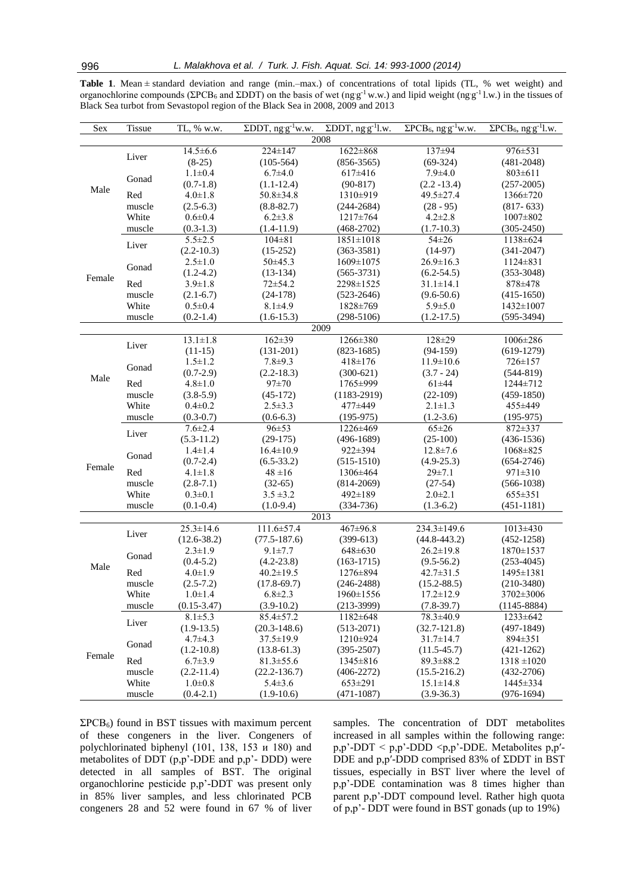**Table 1**. Mean ± standard deviation and range (min.–max.) of concentrations of total lipids (TL, % wet weight) and organochlorine compounds ($\Sigma PCB_6$ and ΣDDT) on the basis of wet (ng·g$^{-1}$ w.w.) and lipid weight (ng·g$^{-1}$ l.w.) in the tissues of Black Sea turbot from Sevastopol region of the Black Sea in 2008, 2009 and 2013

| Sex | Tissue | TL, % w.w. | ΣDDT, ng·g$^{-1}$w.w. | ΣDDT, ng·g$^{-1}$l.w. | $\Sigma PCB_6$, ng·g$^{-1}$w.w. | $\Sigma PCB_6$, ng·g$^{-1}$l.w. |
|---|---|---|---|---|---|---|
| **2008** | | | | | | |
| Male | Liver | 14.5±6.6 (8-25) | 224±147 (105-564) | 1622±868 (856-3565) | 137±94 (69-324) | 976±531 (481-2048) |
| | Gonad | 1.1±0.4 (0.7-1.8) | 6.7±4.0 (1.1-12.4) | 617±416 (90-817) | 7.9±4.0 (2.2 -13.4) | 803±611 (257-2005) |
| | Red muscle | 4.0±1.8 (2.5-6.3) | 50.8±34.8 (8.8-82.7) | 1310±919 (244-2684) | 49.5±27.4 (28 - 95) | 1366±720 (817- 633) |
| | White muscle | 0.6±0.4 (0.3-1.3) | 6.2±3.8 (1.4-11.9) | 1217±764 (468-2702) | 4.2±2.8 (1.7-10.3) | 1007±802 (305-2450) |
| Female | Liver | 5.5±2.5 (2.2-10.3) | 104±81 (15-252) | 1851±1018 (363-3581) | 54±26 (14-97) | 1138±624 (341-2047) |
| | Gonad | 2.5±1.0 (1.2-4.2) | 50±45.3 (13-134) | 1609±1075 (565-3731) | 26.9±16.3 (6.2-54.5) | 1124±831 (353-3048) |
| | Red muscle | 3.9±1.8 (2.1-6.7) | 72±54.2 (24-178) | 2298±1525 (523-2646) | 31.1±14.1 (9.6-50.6) | 878±478 (415-1650) |
| | White muscle | 0.5±0.4 (0.2-1.4) | 8.1±4.9 (1.6-15.3) | 1828±769 (298-5106) | 5.9±5.0 (1.2-17.5) | 1432±1007 (595-3494) |
| **2009** | | | | | | |
| Male | Liver | 13.1±1.8 (11-15) | 162±39 (131-201) | 1266±380 (823-1685) | 128±29 (94-159) | 1006±286 (619-1279) |
| | Gonad | 1.5±1.2 (0.7-2.9) | 7.8±9.3 (2.2-18.3) | 418±176 (300-621) | 11.9±10.6 (3.7 - 24) | 726±157 (544-819) |
| | Red muscle | 4.8±1.0 (3.8-5.9) | 97±70 (45-172) | 1765±999 (1183-2919) | 61±44 (22-109) | 1244±712 (459-1850) |
| | White muscle | 0.4±0.2 (0.3-0.7) | 2.5±3.3 (0.6-6.3) | 477±449 (195-975) | 2.1±1.3 (1.2-3.6) | 455±449 (195-975) |
| Female | Liver | 7.6±2.4 (5.3-11.2) | 96±53 (29-175) | 1226±469 (496-1689) | 65±26 (25-100) | 872±337 (436-1536) |
| | Gonad | 1.4±1.4 (0.7-2.4) | 16.4±10.9 (6.5-33.2) | 922±394 (515-1510) | 12.8±7.6 (4.9-25.3) | 1068±825 (654-2746) |
| | Red muscle | 4.1±1.8 (2.8-7.1) | 48 ±16 (32-65) | 1306±464 (814-2069) | 29±7.1 (27-54) | 971±310 (566-1038) |
| | White muscle | 0.3±0.1 (0.1-0.4) | 3.5 ±3.2 (1.0-9.4) | 492±189 (334-736) | 2.0±2.1 (1.3-6.2) | 655±351 (451-1181) |
| **2013** | | | | | | |
| Male | Liver | 25.3±14.6 (12.6-38.2) | 111.6±57.4 (77.5-187.6) | 467±96.8 (399-613) | 234.3±149.6 (44.8-443.2) | 1013±430 (452-1258) |
| | Gonad | 2.3±1.9 (0.4-5.2) | 9.1±7.7 (4.2-23.8) | 648±630 (163-1715) | 26.2±19.8 (9.5-56.2) | 1870±1537 (253-4045) |
| | Red muscle | 4.0±1.9 (2.5-7.2) | 40.2±19.5 (17.8-69.7) | 1276±894 (246-2488) | 42.7±31.5 (15.2-88.5) | 1495±1381 (210-3480) |
| | White muscle | 1.0±1.4 (0.15-3.47) | 6.8±2.3 (3.9-10.2) | 1960±1556 (213-3999) | 17.2±12.9 (7.8-39.7) | 3702±3006 (1145-8884) |
| Female | Liver | 8.1±5.3 (1.9-13.5) | 85.4±57.2 (20.3-148.6) | 1182±648 (513-2071) | 78.3±40.9 (32.7-121.8) | 1233±642 (497-1849) |
| | Gonad | 4.7±4.3 (1.2-10.8) | 37.5±19.9 (13.8-61.3) | 1210±924 (395-2507) | 31.7±14.7 (11.5-45.7) | 894±351 (421-1262) |
| | Red muscle | 6.7±3.9 (2.2-11.4) | 81.3±55.6 (22.2-136.7) | 1345±816 (406-2272) | 89.3±88.2 (15.5-216.2) | 1318 ±1020 (432-2706) |
| | White muscle | 1.0±0.8 (0.4-2.1) | 5.4±3.6 (1.9-10.6) | 653±291 (471-1087) | 15.1±14.8 (3.9-36.3) | 1445±334 (976-1694) |

$\Sigma PCB_6$) found in BST tissues with maximum percent of these congeners in the liver. Congeners of polychlorinated biphenyl (101, 138, 153 и 180) and metabolites of DDT (p,p'-DDE and p,p'- DDD) were detected in all samples of BST. The original organochlorine pesticide p,p'-DDT was present only in 85% liver samples, and less chlorinated PCB congeners 28 and 52 were found in 67 % of liver samples. The concentration of DDT metabolites increased in all samples within the following range: p,p'-DDT < p,p'-DDD <p,p'-DDE. Metabolites p,p′-DDE and p,p′-DDD comprised 83% of ΣDDT in BST tissues, especially in BST liver where the level of p,p'-DDE contamination was 8 times higher than parent p,p'-DDT compound level. Rather high quota of p,p'- DDT were found in BST gonads (up to 19%)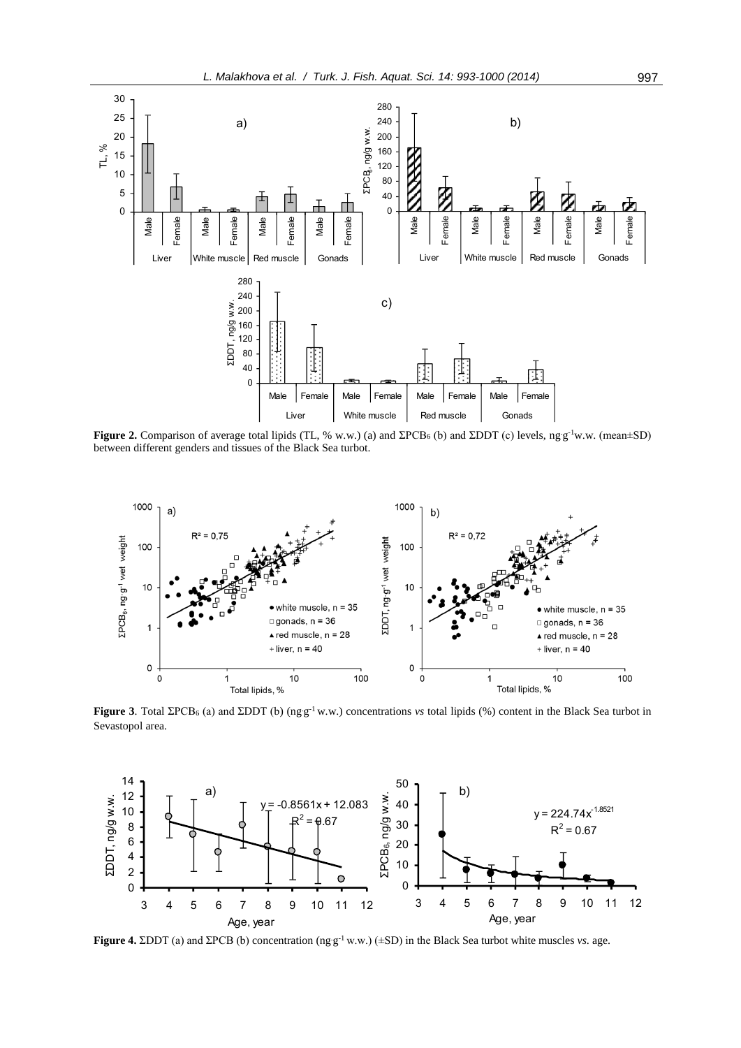**Figure 2.** Comparison of average total lipids (TL, % w.w.) (a) and $\Sigma PCB_6$ (b) and $\Sigma DDT$ (c) levels, $ng \cdot g^{-1}$w.w. (mean±SD) between different genders and tissues of the Black Sea turbot.

**Figure 3**. Total $\Sigma PCB_6$ (a) and $\Sigma DDT$ (b) ($ng \cdot g^{-1}$ w.w.) concentrations *vs* total lipids (%) content in the Black Sea turbot in Sevastopol area.

**Figure 4.** $\Sigma DDT$ (a) and $\Sigma PCB$ (b) concentration ($ng \cdot g^{-1}$ w.w.) (±SD) in the Black Sea turbot white muscles *vs.* age.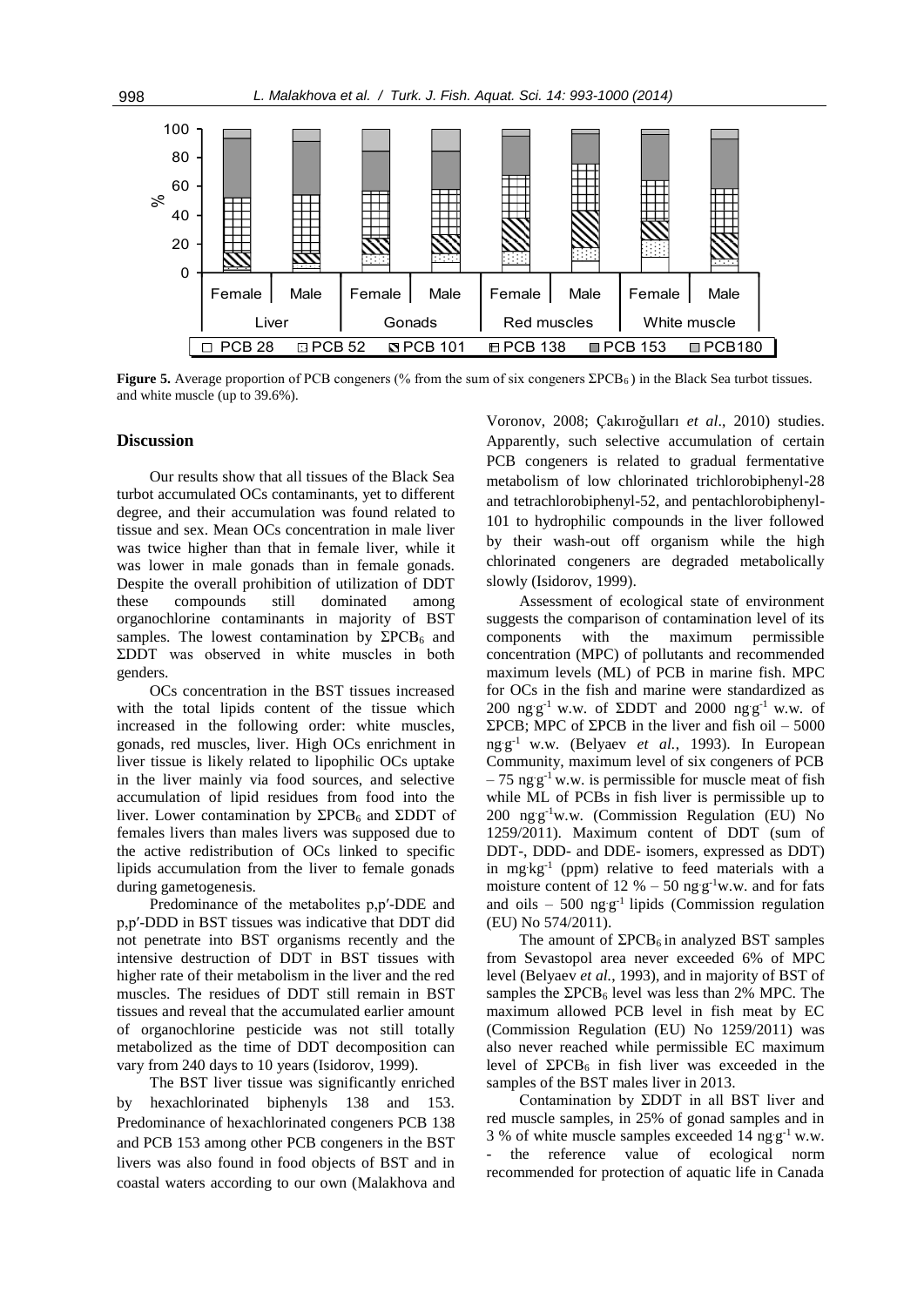**Figure 5.** Average proportion of PCB congeners (% from the sum of six congeners $\Sigma PCB_6$) in the Black Sea turbot tissues.

and white muscle (up to 39.6%).

## Discussion

Our results show that all tissues of the Black Sea turbot accumulated OCs contaminants, yet to different degree, and their accumulation was found related to tissue and sex. Mean OCs concentration in male liver was twice higher than that in female liver, while it was lower in male gonads than in female gonads. Despite the overall prohibition of utilization of DDT these compounds still dominated among organochlorine contaminants in majority of BST samples. The lowest contamination by $\Sigma PCB_6$ and ΣDDT was observed in white muscles in both genders.

OCs concentration in the BST tissues increased with the total lipids content of the tissue which increased in the following order: white muscles, gonads, red muscles, liver. High OCs enrichment in liver tissue is likely related to lipophilic OCs uptake in the liver mainly via food sources, and selective accumulation of lipid residues from food into the liver. Lower contamination by $\Sigma PCB_6$ and ΣDDT of females livers than males livers was supposed due to the active redistribution of OCs linked to specific lipids accumulation from the liver to female gonads during gametogenesis.

Predominance of the metabolites p,p′-DDE and p,p′-DDD in BST tissues was indicative that DDT did not penetrate into BST organisms recently and the intensive destruction of DDT in BST tissues with higher rate of their metabolism in the liver and the red muscles. The residues of DDT still remain in BST tissues and reveal that the accumulated earlier amount of organochlorine pesticide was not still totally metabolized as the time of DDT decomposition can vary from 240 days to 10 years (Isidorov, 1999).

The BST liver tissue was significantly enriched by hexachlorinated biphenyls 138 and 153. Predominance of hexachlorinated congeners PCB 138 and PCB 153 among other PCB congeners in the BST livers was also found in food objects of BST and in coastal waters according to our own (Malakhova and Voronov, 2008; Çakıroğulları *et al*., 2010) studies. Apparently, such selective accumulation of certain PCB congeners is related to gradual fermentative metabolism of low chlorinated trichlorobiphenyl-28 and tetrachlorobiphenyl-52, and pentachlorobiphenyl-101 to hydrophilic compounds in the liver followed by their wash-out off organism while the high chlorinated congeners are degraded metabolically slowly (Isidorov, 1999).

Assessment of ecological state of environment suggests the comparison of contamination level of its components with the maximum permissible concentration (MPC) of pollutants and recommended maximum levels (ML) of PCB in marine fish. MPC for OCs in the fish and marine were standardized as 200 $ng \cdot g^{-1}$ w.w. of ΣDDT and 2000 $ng \cdot g^{-1}$ w.w. of ΣPCB; MPC of ΣPCB in the liver and fish oil – 5000 $ng \cdot g^{-1}$ w.w. (Belyaev *et al.*, 1993). In European Community, maximum level of six congeners of PCB – 75 $ng \cdot g^{-1}$ w.w. is permissible for muscle meat of fish while ML of PCBs in fish liver is permissible up to 200 $ng \cdot g^{-1}$w.w. (Commission Regulation (EU) No 1259/2011). Maximum content of DDT (sum of DDT-, DDD- and DDE- isomers, expressed as DDT) in $mg \cdot kg^{-1}$ (ppm) relative to feed materials with a moisture content of 12 % – 50 $ng \cdot g^{-1}$w.w. and for fats and oils – 500 $ng \cdot g^{-1}$ lipids (Commission regulation (EU) No 574/2011).

The amount of $\Sigma PCB_6$ in analyzed BST samples from Sevastopol area never exceeded 6% of MPC level (Belyaev *et al.*, 1993), and in majority of BST of samples the $\Sigma PCB_6$ level was less than 2% MPC. The maximum allowed PCB level in fish meat by EC (Commission Regulation (EU) No 1259/2011) was also never reached while permissible EC maximum level of $\Sigma PCB_6$ in fish liver was exceeded in the samples of the BST males liver in 2013.

Contamination by ΣDDT in all BST liver and red muscle samples, in 25% of gonad samples and in 3 % of white muscle samples exceeded 14 $ng \cdot g^{-1}$ w.w. - the reference value of ecological norm recommended for protection of aquatic life in Canada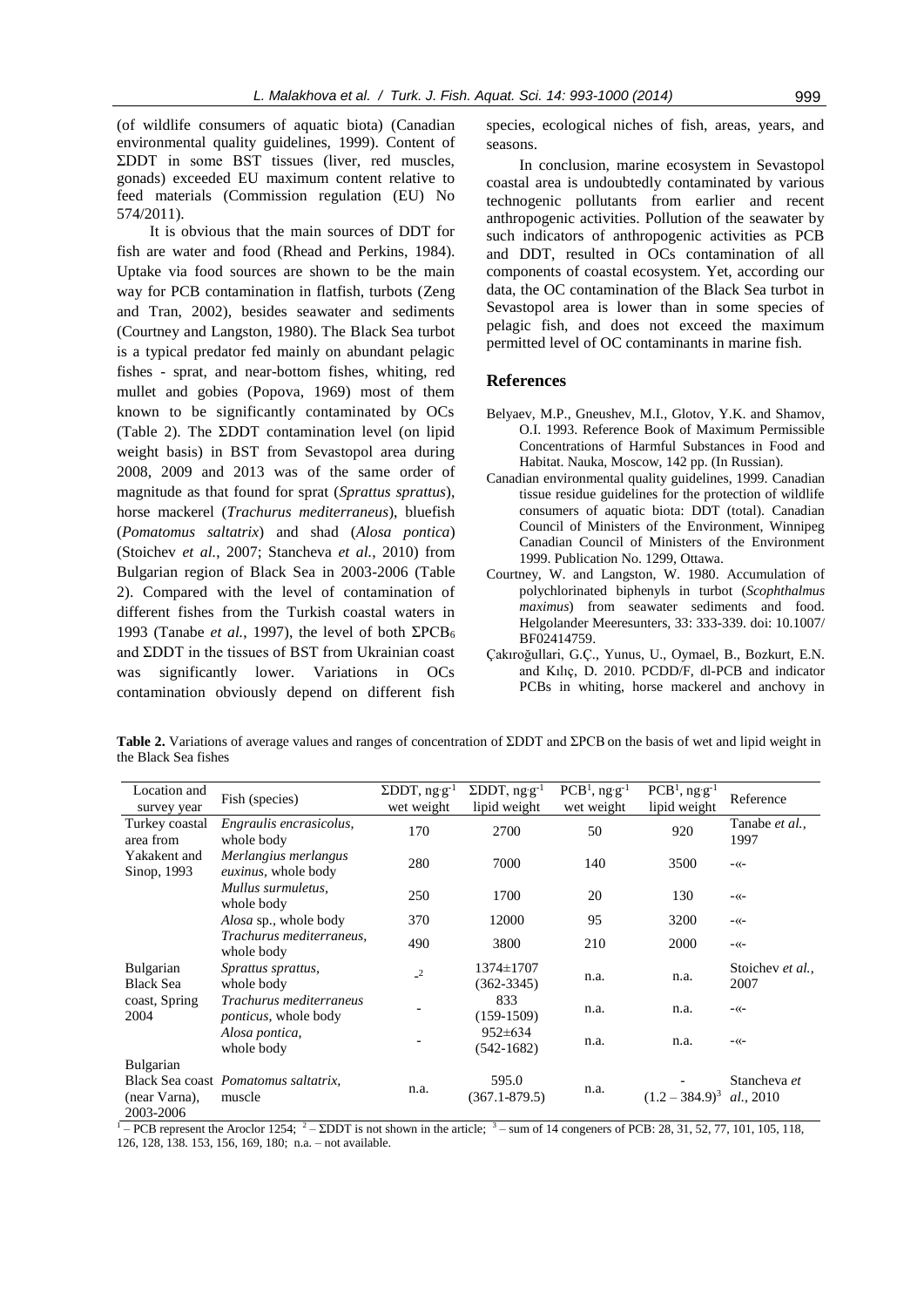(of wildlife consumers of aquatic biota) (Canadian environmental quality guidelines, 1999). Content of ΣDDT in some BST tissues (liver, red muscles, gonads) exceeded EU maximum content relative to feed materials (Commission regulation (EU) No 574/2011).

It is obvious that the main sources of DDT for fish are water and food (Rhead and Perkins, 1984). Uptake via food sources are shown to be the main way for PCB contamination in flatfish, turbots (Zeng and Tran, 2002), besides seawater and sediments (Courtney and Langston, 1980). The Black Sea turbot is a typical predator fed mainly on abundant pelagic fishes - sprat, and near-bottom fishes, whiting, red mullet and gobies (Popova, 1969) most of them known to be significantly contaminated by OCs (Table 2). The ΣDDT contamination level (on lipid weight basis) in BST from Sevastopol area during 2008, 2009 and 2013 was of the same order of magnitude as that found for sprat (*Sprattus sprattus*), horse mackerel (*Trachurus mediterraneus*), bluefish (*Pomatomus saltatrix*) and shad (*Alosa pontica*) (Stoichev *et al.*, 2007; Stancheva *et al.*, 2010) from Bulgarian region of Black Sea in 2003-2006 (Table 2). Compared with the level of contamination of different fishes from the Turkish coastal waters in 1993 (Tanabe *et al.*, 1997), the level of both $\Sigma PCB_6$ and ΣDDT in the tissues of BST from Ukrainian coast was significantly lower. Variations in OCs contamination obviously depend on different fish species, ecological niches of fish, areas, years, and seasons.

In conclusion, marine ecosystem in Sevastopol coastal area is undoubtedly contaminated by various technogenic pollutants from earlier and recent anthropogenic activities. Pollution of the seawater by such indicators of anthropogenic activities as PCB and DDT, resulted in OCs contamination of all components of coastal ecosystem. Yet, according our data, the OC contamination of the Black Sea turbot in Sevastopol area is lower than in some species of pelagic fish, and does not exceed the maximum permitted level of OC contaminants in marine fish.

## References

Belyaev, M.P., Gneushev, M.I., Glotov, Y.K. and Shamov, O.I. 1993. Reference Book of Maximum Permissible Concentrations of Harmful Substances in Food and Habitat. Nauka, Moscow, 142 pp. (In Russian).

Canadian environmental quality guidelines, 1999. Canadian tissue residue guidelines for the protection of wildlife consumers of aquatic biota: DDT (total). Canadian Council of Ministers of the Environment, Winnipeg Canadian Council of Ministers of the Environment 1999. Publication No. 1299, Ottawa.

Courtney, W. and Langston, W. 1980. Accumulation of polychlorinated biphenyls in turbot (*Scophthalmus maximus*) from seawater sediments and food. Helgolander Meeresunters, 33: 333-339. doi: 10.1007/BF02414759.

Çakıroğullari, G.Ç., Yunus, U., Oymael, B., Bozkurt, E.N. and Kılıç, D. 2010. PCDD/F, dl-PCB and indicator PCBs in whiting, horse mackerel and anchovy in

**Table 2.** Variations of average values and ranges of concentration of ΣDDT and ΣPCB on the basis of wet and lipid weight in the Black Sea fishes

| Location and survey year | Fish (species) | ΣDDT, $ng \cdot g^{-1}$ wet weight | ΣDDT, $ng \cdot g^{-1}$ lipid weight | PCB[1], $ng \cdot g^{-1}$ wet weight | PCB[1], $ng \cdot g^{-1}$ lipid weight | Reference |
|---|---|---|---|---|---|---|
| Turkey coastal area from Yakakent and Sinop, 1993 | *Engraulis encrasicolus*, whole body | 170 | 2700 | 50 | 920 | Tanabe *et al.*, 1997 |
| | *Merlangius merlangus euxinus*, whole body | 280 | 7000 | 140 | 3500 | -«- |
| | *Mullus surmuletus*, whole body | 250 | 1700 | 20 | 130 | -«- |
| | *Alosa* sp., whole body | 370 | 12000 | 95 | 3200 | -«- |
| | *Trachurus mediterraneus*, whole body | 490 | 3800 | 210 | 2000 | -«- |
| Bulgarian Black Sea coast, Spring 2004 | *Sprattus sprattus*, whole body | -[2] | 1374±1707 (362-3345) | n.a. | n.a. | Stoichev *et al.*, 2007 |
| | *Trachurus mediterraneus ponticus*, whole body | - | 833 (159-1509) | n.a. | n.a. | -«- |
| | *Alosa pontica*, whole body | - | 952±634 (542-1682) | n.a. | n.a. | -«- |
| Bulgarian Black Sea coast (near Varna), 2003-2006 | *Pomatomus saltatrix*, muscle | n.a. | 595.0 (367.1-879.5) | n.a. | - $(1.2 – 384.9)^3$ | Stancheva *et al.*, 2010 |

[1] – PCB represent the Aroclor 1254; [2] – ΣDDT is not shown in the article; [3] – sum of 14 congeners of PCB: 28, 31, 52, 77, 101, 105, 118, 126, 128, 138. 153, 156, 169, 180; n.a. – not available.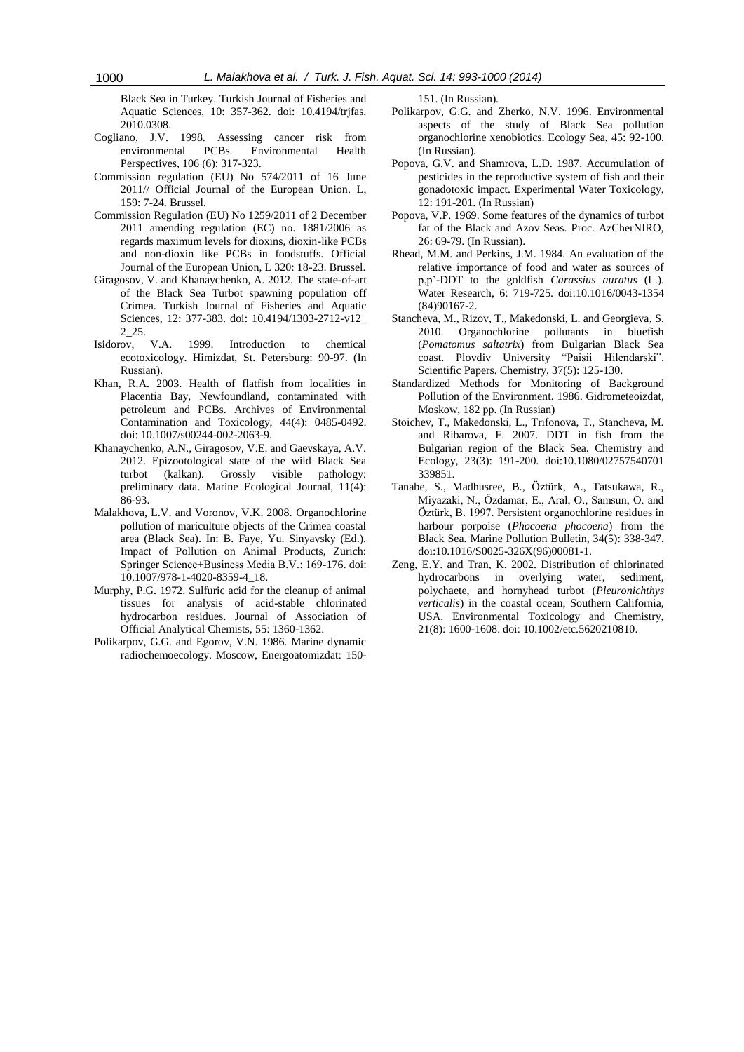Black Sea in Turkey. Turkish Journal of Fisheries and Aquatic Sciences, 10: 357-362. doi: 10.4194/trjfas.2010.0308.

Cogliano, J.V. 1998. Assessing cancer risk from environmental PCBs. Environmental Health Perspectives, 106 (6): 317-323.

Commission regulation (EU) No 574/2011 of 16 June 2011// Official Journal of the European Union. L, 159: 7-24. Brussel.

Commission Regulation (EU) No 1259/2011 of 2 December 2011 amending regulation (EC) no. 1881/2006 as regards maximum levels for dioxins, dioxin-like PCBs and non-dioxin like PCBs in foodstuffs. Official Journal of the European Union, L 320: 18-23. Brussel.

Giragosov, V. and Khanaychenko, A. 2012. The state-of-art of the Black Sea Turbot spawning population off Crimea. Turkish Journal of Fisheries and Aquatic Sciences, 12: 377-383. doi: 10.4194/1303-2712-v12_2_25.

Isidorov, V.A. 1999. Introduction to chemical ecotoxicology. Himizdat, St. Petersburg: 90-97. (In Russian).

Khan, R.A. 2003. Health of flatfish from localities in Placentia Bay, Newfoundland, contaminated with petroleum and PCBs. Archives of Environmental Contamination and Toxicology, 44(4): 0485-0492. doi: 10.1007/s00244-002-2063-9.

Khanaychenko, A.N., Giragosov, V.E. and Gaevskaya, A.V. 2012. Epizootological state of the wild Black Sea turbot (kalkan). Grossly visible pathology: preliminary data. Marine Ecological Journal, 11(4): 86-93.

Malakhova, L.V. and Voronov, V.K. 2008. Organochlorine pollution of mariculture objects of the Crimea coastal area (Black Sea). In: B. Faye, Yu. Sinyavsky (Ed.). Impact of Pollution on Animal Products, Zurich: Springer Science+Business Media B.V.: 169-176. doi: 10.1007/978-1-4020-8359-4_18.

Murphy, P.G. 1972. Sulfuric acid for the cleanup of animal tissues for analysis of acid-stable chlorinated hydrocarbon residues. Journal of Association of Official Analytical Chemists, 55: 1360-1362.

Polikarpov, G.G. and Egorov, V.N. 1986. Marine dynamic radiochemoecology. Moscow, Energoatomizdat: 150-151. (In Russian).

Polikarpov, G.G. and Zherko, N.V. 1996. Environmental aspects of the study of Black Sea pollution organochlorine xenobiotics. Ecology Sea, 45: 92-100. (In Russian).

Popova, G.V. and Shamrova, L.D. 1987. Accumulation of pesticides in the reproductive system of fish and their gonadotoxic impact. Experimental Water Toxicology, 12: 191-201. (In Russian)

Popova, V.P. 1969. Some features of the dynamics of turbot fat of the Black and Azov Seas. Proc. AzCherNIRO, 26: 69-79. (In Russian).

Rhead, M.M. and Perkins, J.M. 1984. An evaluation of the relative importance of food and water as sources of p,p'-DDT to the goldfish *Carassius auratus* (L.). Water Research, 6: 719-725. doi:10.1016/0043-1354(84)90167-2.

Stancheva, M., Rizov, T., Makedonski, L. and Georgieva, S. 2010. Organochlorine pollutants in bluefish (*Pomatomus saltatrix*) from Bulgarian Black Sea coast. Plovdiv University "Paisii Hilendarski". Scientific Papers. Chemistry, 37(5): 125-130.

Standardized Methods for Monitoring of Background Pollution of the Environment. 1986. Gidrometeoizdat, Moskow, 182 pp. (In Russian)

Stoichev, T., Makedonski, L., Trifonova, T., Stancheva, M. and Ribarova, F. 2007. DDT in fish from the Bulgarian region of the Black Sea. Chemistry and Ecology, 23(3): 191-200. doi:10.1080/02757540701339851.

Tanabe, S., Madhusree, B., Öztürk, A., Tatsukawa, R., Miyazaki, N., Özdamar, E., Aral, O., Samsun, O. and Öztürk, B. 1997. Persistent organochlorine residues in harbour porpoise (*Phocoena phocoena*) from the Black Sea. Marine Pollution Bulletin, 34(5): 338-347. doi:10.1016/S0025-326X(96)00081-1.

Zeng, E.Y. and Tran, K. 2002. Distribution of chlorinated hydrocarbons in overlying water, sediment, polychaete, and hornyhead turbot (*Pleuronichthys verticalis*) in the coastal ocean, Southern California, USA. Environmental Toxicology and Chemistry, 21(8): 1600-1608. doi: 10.1002/etc.5620210810.